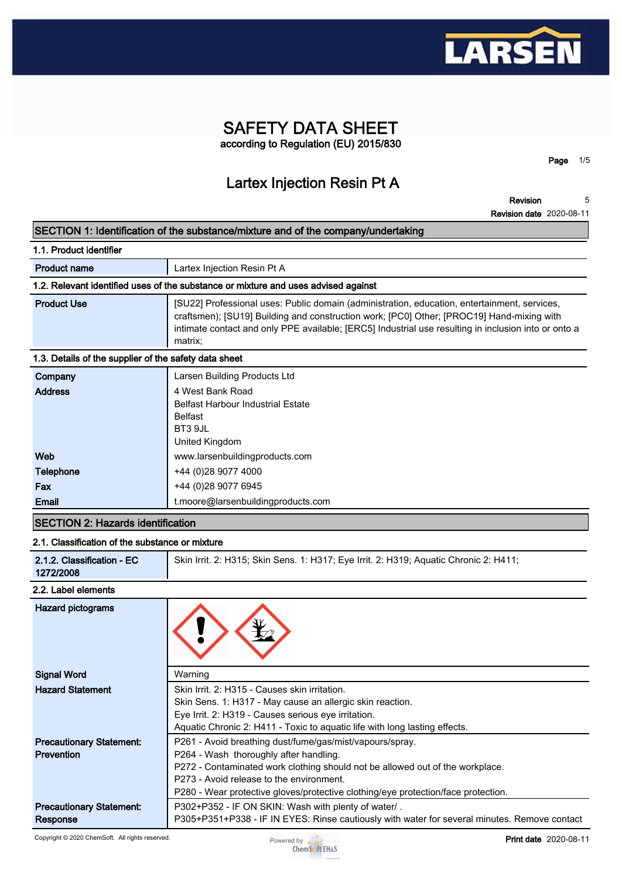# SAFETY DATA SHEET

according to Regulation (EU) 2015/830

## Lartex Injection Resin Pt A

**Revision** 5

**Revision date** 2020-08-11

## SECTION 1: Identification of the substance/mixture and of the company/undertaking

### 1.1. Product identifier

| | |
|---|---|
| **Product name** | Lartex Injection Resin Pt A |

### 1.2. Relevant identified uses of the substance or mixture and uses advised against

| | |
|---|---|
| **Product Use** | [SU22] Professional uses: Public domain (administration, education, entertainment, services, craftsmen); [SU19] Building and construction work; [PC0] Other; [PROC19] Hand-mixing with intimate contact and only PPE available; [ERC5] Industrial use resulting in inclusion into or onto a matrix; |

### 1.3. Details of the supplier of the safety data sheet

| | |
|---|---|
| **Company** | Larsen Building Products Ltd |
| **Address** | 4 West Bank Road<br>Belfast Harbour Industrial Estate<br>Belfast<br>BT3 9JL<br>United Kingdom |
| **Web** | www.larsenbuildingproducts.com |
| **Telephone** | +44 (0)28 9077 4000 |
| **Fax** | +44 (0)28 9077 6945 |
| **Email** | t.moore@larsenbuildingproducts.com |

## SECTION 2: Hazards identification

### 2.1. Classification of the substance or mixture

| | |
|---|---|
| **2.1.2. Classification - EC 1272/2008** | Skin Irrit. 2: H315; Skin Sens. 1: H317; Eye Irrit. 2: H319; Aquatic Chronic 2: H411; |

### 2.2. Label elements

| | |
|---|---|
| **Hazard pictograms** | |
| **Signal Word** | Warning |
| **Hazard Statement** | Skin Irrit. 2: H315 - Causes skin irritation.<br>Skin Sens. 1: H317 - May cause an allergic skin reaction.<br>Eye Irrit. 2: H319 - Causes serious eye irritation.<br>Aquatic Chronic 2: H411 - Toxic to aquatic life with long lasting effects. |
| **Precautionary Statement: Prevention** | P261 - Avoid breathing dust/fume/gas/mist/vapours/spray.<br>P264 - Wash thoroughly after handling.<br>P272 - Contaminated work clothing should not be allowed out of the workplace.<br>P273 - Avoid release to the environment.<br>P280 - Wear protective gloves/protective clothing/eye protection/face protection. |
| **Precautionary Statement: Response** | P302+P352 - IF ON SKIN: Wash with plenty of water/ .<br>P305+P351+P338 - IF IN EYES: Rinse cautiously with water for several minutes. Remove contact |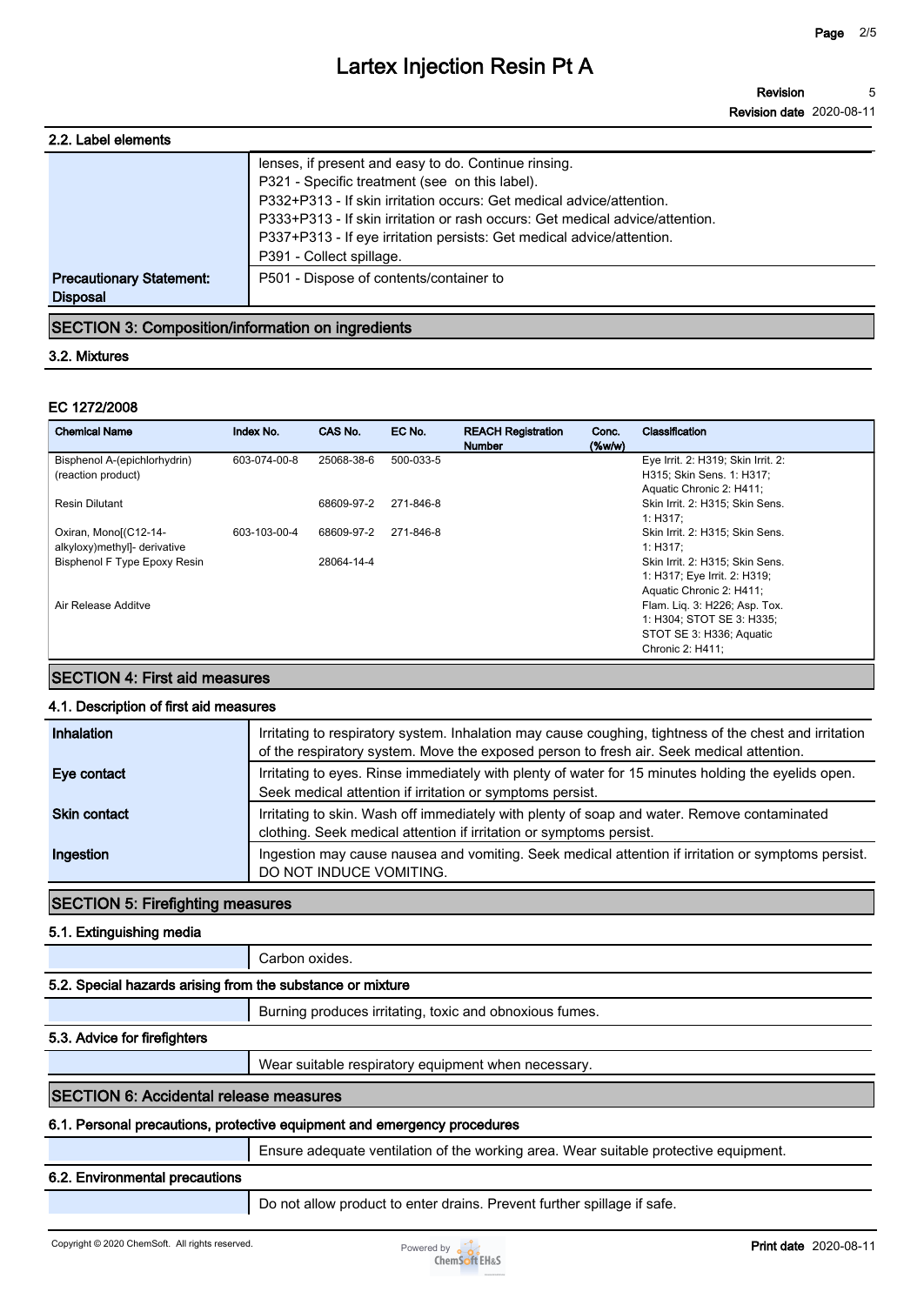### 2.2. Label elements

| | |
|---|---|
| | lenses, if present and easy to do. Continue rinsing.<br>P321 - Specific treatment (see on this label).<br>P332+P313 - If skin irritation occurs: Get medical advice/attention.<br>P333+P313 - If skin irritation or rash occurs: Get medical advice/attention.<br>P337+P313 - If eye irritation persists: Get medical advice/attention.<br>P391 - Collect spillage. |
| **Precautionary Statement: Disposal** | P501 - Dispose of contents/container to |

## SECTION 3: Composition/information on ingredients

### 3.2. Mixtures

#### EC 1272/2008

| Chemical Name | Index No. | CAS No. | EC No. | REACH Registration Number | Conc. (%w/w) | Classification |
|---|---|---|---|---|---|---|
| Bisphenol A-(epichlorhydrin) (reaction product) | 603-074-00-8 | 25068-38-6 | 500-033-5 | | | Eye Irrit. 2: H319; Skin Irrit. 2: H315; Skin Sens. 1: H317; Aquatic Chronic 2: H411; |
| Resin Dilutant | | 68609-97-2 | 271-846-8 | | | Skin Irrit. 2: H315; Skin Sens. 1: H317; |
| Oxiran, Mono[(C12-14-alkyloxy)methyl]- derivative | 603-103-00-4 | 68609-97-2 | 271-846-8 | | | Skin Irrit. 2: H315; Skin Sens. 1: H317; |
| Bisphenol F Type Epoxy Resin | | 28064-14-4 | | | | Skin Irrit. 2: H315; Skin Sens. 1: H317; Eye Irrit. 2: H319; Aquatic Chronic 2: H411; |
| Air Release Additve | | | | | | Flam. Liq. 3: H226; Asp. Tox. 1: H304; STOT SE 3: H335; STOT SE 3: H336; Aquatic Chronic 2: H411; |

## SECTION 4: First aid measures

### 4.1. Description of first aid measures

| | |
|---|---|
| **Inhalation** | Irritating to respiratory system. Inhalation may cause coughing, tightness of the chest and irritation of the respiratory system. Move the exposed person to fresh air. Seek medical attention. |
| **Eye contact** | Irritating to eyes. Rinse immediately with plenty of water for 15 minutes holding the eyelids open. Seek medical attention if irritation or symptoms persist. |
| **Skin contact** | Irritating to skin. Wash off immediately with plenty of soap and water. Remove contaminated clothing. Seek medical attention if irritation or symptoms persist. |
| **Ingestion** | Ingestion may cause nausea and vomiting. Seek medical attention if irritation or symptoms persist. DO NOT INDUCE VOMITING. |

## SECTION 5: Firefighting measures

### 5.1. Extinguishing media

Carbon oxides.

### 5.2. Special hazards arising from the substance or mixture

Burning produces irritating, toxic and obnoxious fumes.

### 5.3. Advice for firefighters

Wear suitable respiratory equipment when necessary.

## SECTION 6: Accidental release measures

### 6.1. Personal precautions, protective equipment and emergency procedures

Ensure adequate ventilation of the working area. Wear suitable protective equipment.

### 6.2. Environmental precautions

Do not allow product to enter drains. Prevent further spillage if safe.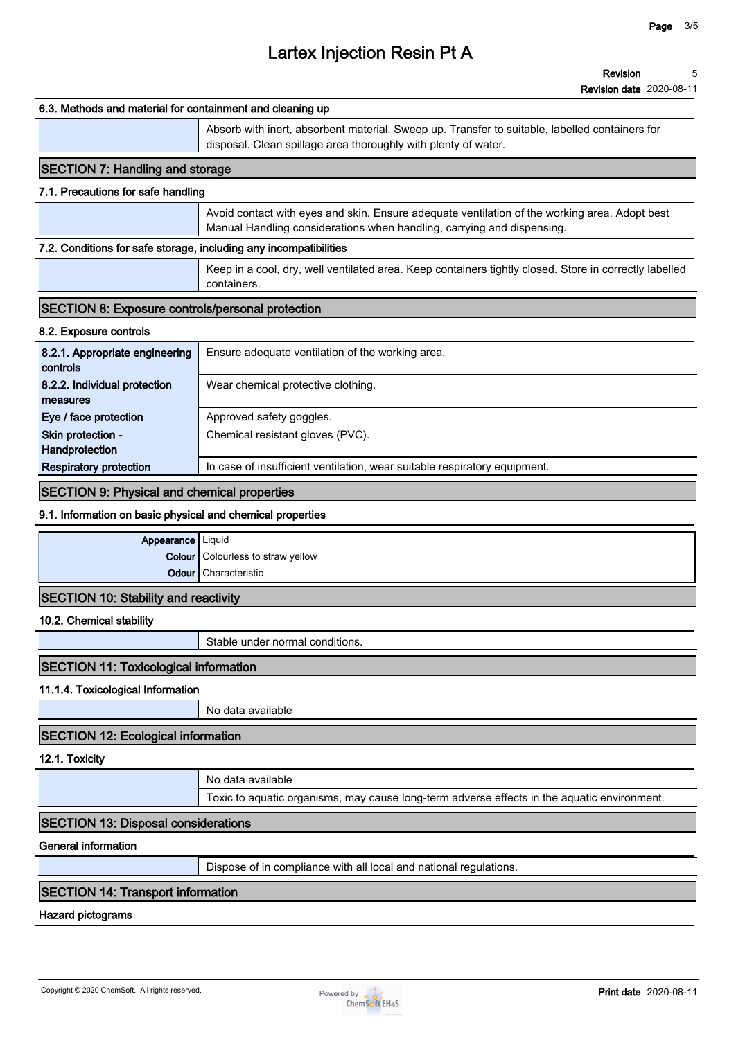### 6.3. Methods and material for containment and cleaning up

|  |  |
|---|---|
|  | Absorb with inert, absorbent material. Sweep up. Transfer to suitable, labelled containers for disposal. Clean spillage area thoroughly with plenty of water. |

## SECTION 7: Handling and storage

### 7.1. Precautions for safe handling

|  |  |
|---|---|
|  | Avoid contact with eyes and skin. Ensure adequate ventilation of the working area. Adopt best Manual Handling considerations when handling, carrying and dispensing. |

### 7.2. Conditions for safe storage, including any incompatibilities

|  |  |
|---|---|
|  | Keep in a cool, dry, well ventilated area. Keep containers tightly closed. Store in correctly labelled containers. |

## SECTION 8: Exposure controls/personal protection

### 8.2. Exposure controls

|  |  |
|---|---|
| **8.2.1. Appropriate engineering controls** | Ensure adequate ventilation of the working area. |
| **8.2.2. Individual protection measures** | Wear chemical protective clothing. |
| **Eye / face protection** | Approved safety goggles. |
| **Skin protection - Handprotection** | Chemical resistant gloves (PVC). |
| **Respiratory protection** | In case of insufficient ventilation, wear suitable respiratory equipment. |

## SECTION 9: Physical and chemical properties

### 9.1. Information on basic physical and chemical properties

|  |  |
|---|---|
| **Appearance** | Liquid |
| **Colour** | Colourless to straw yellow |
| **Odour** | Characteristic |

## SECTION 10: Stability and reactivity

### 10.2. Chemical stability

|  |  |
|---|---|
|  | Stable under normal conditions. |

## SECTION 11: Toxicological information

### 11.1.4. Toxicological Information

|  |  |
|---|---|
|  | No data available |

## SECTION 12: Ecological information

### 12.1. Toxicity

|  |  |
|---|---|
|  | No data available |
|  | Toxic to aquatic organisms, may cause long-term adverse effects in the aquatic environment. |

## SECTION 13: Disposal considerations

### General information

|  |  |
|---|---|
|  | Dispose of in compliance with all local and national regulations. |

## SECTION 14: Transport information

### Hazard pictograms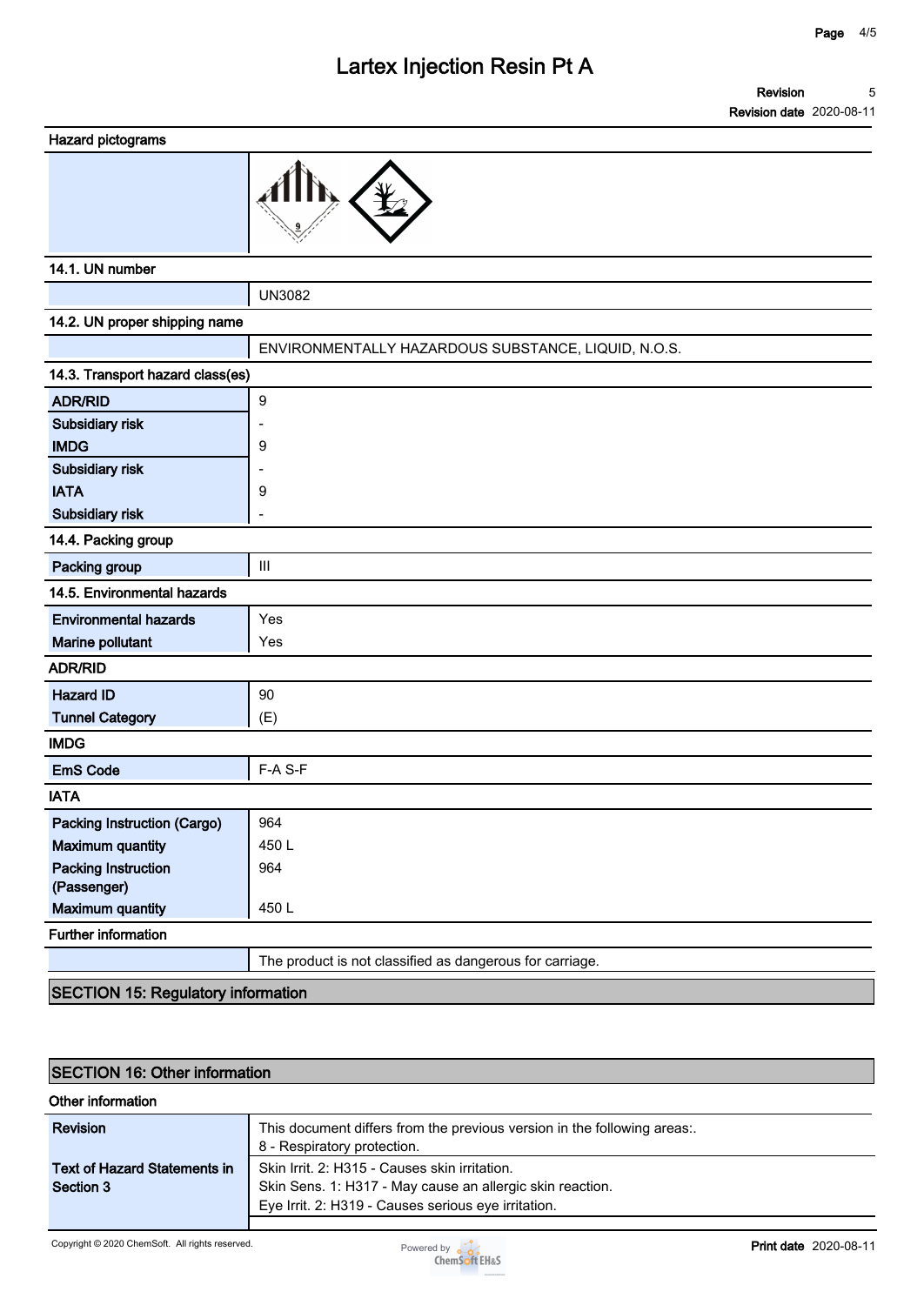**Hazard pictograms**

**14.1. UN number**

| | |
|---|---|
| | UN3082 |

**14.2. UN proper shipping name**

| | |
|---|---|
| | ENVIRONMENTALLY HAZARDOUS SUBSTANCE, LIQUID, N.O.S. |

**14.3. Transport hazard class(es)**

| | |
|---|---|
| **ADR/RID** | 9 |
| **Subsidiary risk** | - |
| **IMDG** | 9 |
| **Subsidiary risk** | - |
| **IATA** | 9 |
| **Subsidiary risk** | - |

**14.4. Packing group**

| | |
|---|---|
| **Packing group** | III |

**14.5. Environmental hazards**

| | |
|---|---|
| **Environmental hazards** | Yes |
| **Marine pollutant** | Yes |

**ADR/RID**

| | |
|---|---|
| **Hazard ID** | 90 |
| **Tunnel Category** | (E) |

**IMDG**

| | |
|---|---|
| **EmS Code** | F-A S-F |

**IATA**

| | |
|---|---|
| **Packing Instruction (Cargo)** | 964 |
| **Maximum quantity** | 450 L |
| **Packing Instruction (Passenger)** | 964 |
| **Maximum quantity** | 450 L |

**Further information**

| | |
|---|---|
| | The product is not classified as dangerous for carriage. |

## SECTION 15: Regulatory information

## SECTION 16: Other information

**Other information**

| | |
|---|---|
| **Revision** | This document differs from the previous version in the following areas:. 8 - Respiratory protection. |
| **Text of Hazard Statements in Section 3** | Skin Irrit. 2: H315 - Causes skin irritation.<br>Skin Sens. 1: H317 - May cause an allergic skin reaction.<br>Eye Irrit. 2: H319 - Causes serious eye irritation. |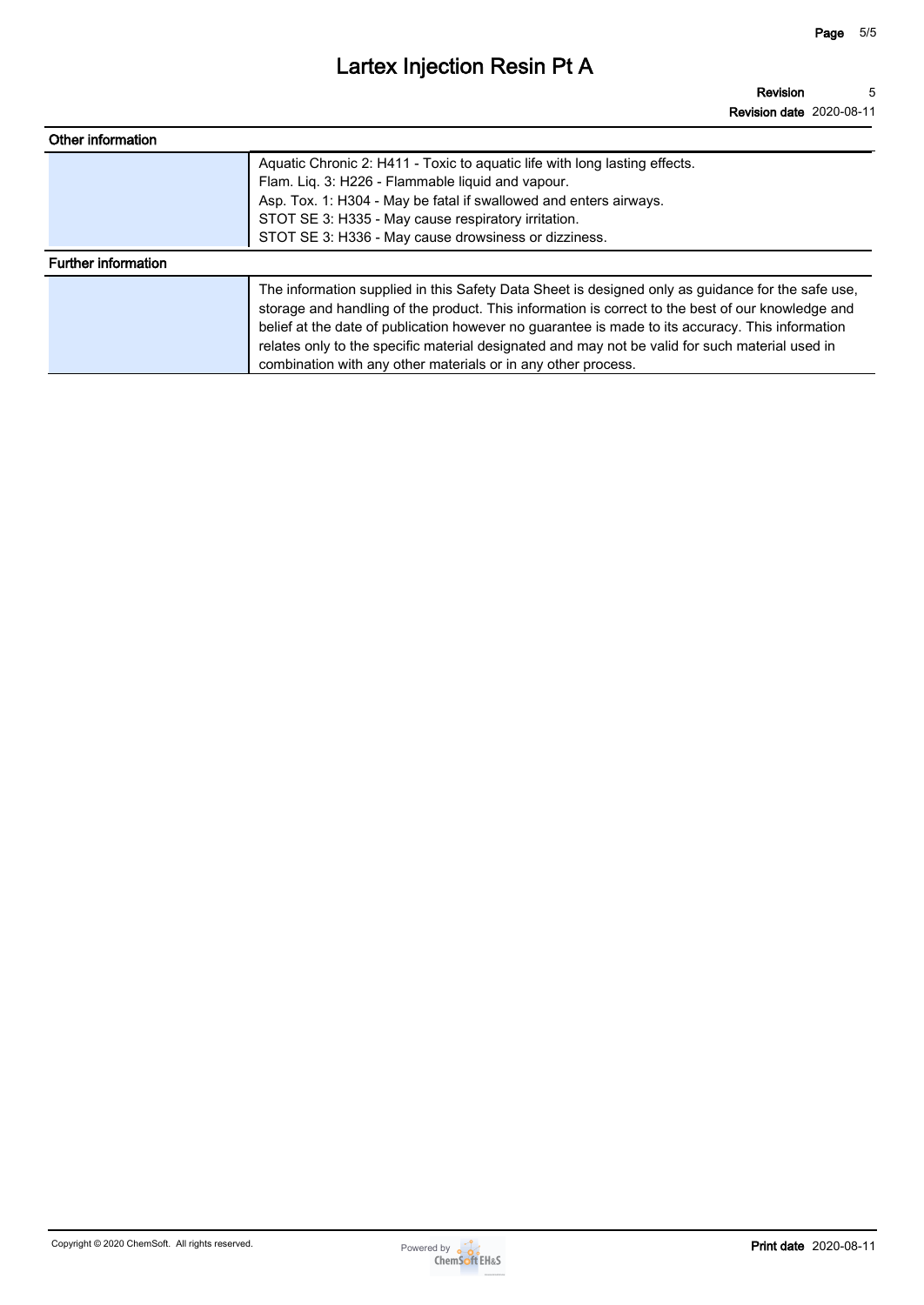## Other information

|  |  |
|---|---|
|  | Aquatic Chronic 2: H411 - Toxic to aquatic life with long lasting effects.<br>Flam. Liq. 3: H226 - Flammable liquid and vapour.<br>Asp. Tox. 1: H304 - May be fatal if swallowed and enters airways.<br>STOT SE 3: H335 - May cause respiratory irritation.<br>STOT SE 3: H336 - May cause drowsiness or dizziness. |

## Further information

|  |  |
|---|---|
|  | The information supplied in this Safety Data Sheet is designed only as guidance for the safe use, storage and handling of the product. This information is correct to the best of our knowledge and belief at the date of publication however no guarantee is made to its accuracy. This information relates only to the specific material designated and may not be valid for such material used in combination with any other materials or in any other process. |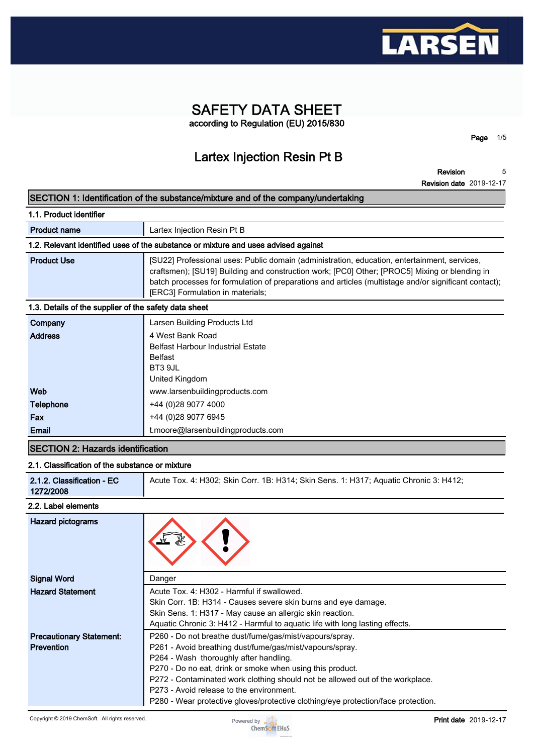# SAFETY DATA SHEET

**according to Regulation (EU) 2015/830**

## Lartex Injection Resin Pt B

**Revision** 5

**Revision date** 2019-12-17

### SECTION 1: Identification of the substance/mixture and of the company/undertaking

#### 1.1. Product identifier

| | |
|---|---|
| **Product name** | Lartex Injection Resin Pt B |

#### 1.2. Relevant identified uses of the substance or mixture and uses advised against

| | |
|---|---|
| **Product Use** | [SU22] Professional uses: Public domain (administration, education, entertainment, services, craftsmen); [SU19] Building and construction work; [PC0] Other; [PROC5] Mixing or blending in batch processes for formulation of preparations and articles (multistage and/or significant contact); [ERC3] Formulation in materials; |

#### 1.3. Details of the supplier of the safety data sheet

| | |
|---|---|
| **Company** | Larsen Building Products Ltd |
| **Address** | 4 West Bank Road<br>Belfast Harbour Industrial Estate<br>Belfast<br>BT3 9JL<br>United Kingdom |
| **Web** | www.larsenbuildingproducts.com |
| **Telephone** | +44 (0)28 9077 4000 |
| **Fax** | +44 (0)28 9077 6945 |
| **Email** | t.moore@larsenbuildingproducts.com |

### SECTION 2: Hazards identification

#### 2.1. Classification of the substance or mixture

| | |
|---|---|
| **2.1.2. Classification - EC 1272/2008** | Acute Tox. 4: H302; Skin Corr. 1B: H314; Skin Sens. 1: H317; Aquatic Chronic 3: H412; |

#### 2.2. Label elements

| | |
|---|---|
| **Hazard pictograms** | |
| **Signal Word** | Danger |
| **Hazard Statement** | Acute Tox. 4: H302 - Harmful if swallowed.<br>Skin Corr. 1B: H314 - Causes severe skin burns and eye damage.<br>Skin Sens. 1: H317 - May cause an allergic skin reaction.<br>Aquatic Chronic 3: H412 - Harmful to aquatic life with long lasting effects. |
| **Precautionary Statement: Prevention** | P260 - Do not breathe dust/fume/gas/mist/vapours/spray.<br>P261 - Avoid breathing dust/fume/gas/mist/vapours/spray.<br>P264 - Wash thoroughly after handling.<br>P270 - Do no eat, drink or smoke when using this product.<br>P272 - Contaminated work clothing should not be allowed out of the workplace.<br>P273 - Avoid release to the environment.<br>P280 - Wear protective gloves/protective clothing/eye protection/face protection. |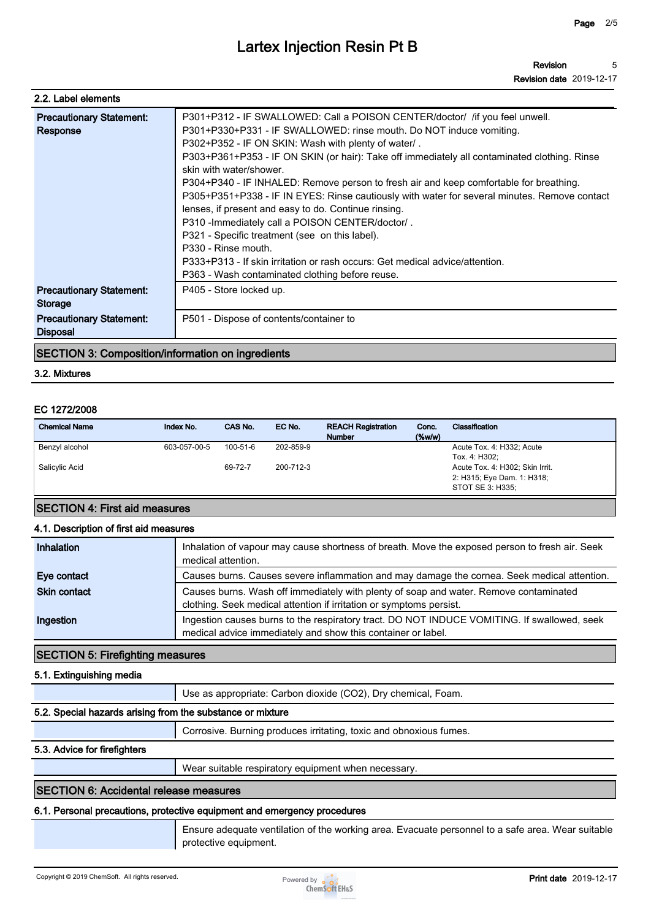## 2.2. Label elements

| | |
|---|---|
| **Precautionary Statement: Response** | P301+P312 - IF SWALLOWED: Call a POISON CENTER/doctor/ /if you feel unwell.<br>P301+P330+P331 - IF SWALLOWED: rinse mouth. Do NOT induce vomiting.<br>P302+P352 - IF ON SKIN: Wash with plenty of water/ .<br>P303+P361+P353 - IF ON SKIN (or hair): Take off immediately all contaminated clothing. Rinse skin with water/shower.<br>P304+P340 - IF INHALED: Remove person to fresh air and keep comfortable for breathing.<br>P305+P351+P338 - IF IN EYES: Rinse cautiously with water for several minutes. Remove contact lenses, if present and easy to do. Continue rinsing.<br>P310 -Immediately call a POISON CENTER/doctor/ .<br>P321 - Specific treatment (see on this label).<br>P330 - Rinse mouth.<br>P333+P313 - If skin irritation or rash occurs: Get medical advice/attention.<br>P363 - Wash contaminated clothing before reuse. |
| **Precautionary Statement: Storage** | P405 - Store locked up. |
| **Precautionary Statement: Disposal** | P501 - Dispose of contents/container to |

## SECTION 3: Composition/information on ingredients

### 3.2. Mixtures

#### EC 1272/2008

| Chemical Name | Index No. | CAS No. | EC No. | REACH Registration Number | Conc. (%w/w) | Classification |
|---|---|---|---|---|---|---|
| Benzyl alcohol | 603-057-00-5 | 100-51-6 | 202-859-9 | | | Acute Tox. 4: H332; Acute Tox. 4: H302; |
| Salicylic Acid | | 69-72-7 | 200-712-3 | | | Acute Tox. 4: H302; Skin Irrit. 2: H315; Eye Dam. 1: H318; STOT SE 3: H335; |

## SECTION 4: First aid measures

### 4.1. Description of first aid measures

| | |
|---|---|
| **Inhalation** | Inhalation of vapour may cause shortness of breath. Move the exposed person to fresh air. Seek medical attention. |
| **Eye contact** | Causes burns. Causes severe inflammation and may damage the cornea. Seek medical attention. |
| **Skin contact** | Causes burns. Wash off immediately with plenty of soap and water. Remove contaminated clothing. Seek medical attention if irritation or symptoms persist. |
| **Ingestion** | Ingestion causes burns to the respiratory tract. DO NOT INDUCE VOMITING. If swallowed, seek medical advice immediately and show this container or label. |

## SECTION 5: Firefighting measures

### 5.1. Extinguishing media

Use as appropriate: Carbon dioxide ($CO_2$), Dry chemical, Foam.

### 5.2. Special hazards arising from the substance or mixture

Corrosive. Burning produces irritating, toxic and obnoxious fumes.

### 5.3. Advice for firefighters

Wear suitable respiratory equipment when necessary.

## SECTION 6: Accidental release measures

### 6.1. Personal precautions, protective equipment and emergency procedures

Ensure adequate ventilation of the working area. Evacuate personnel to a safe area. Wear suitable protective equipment.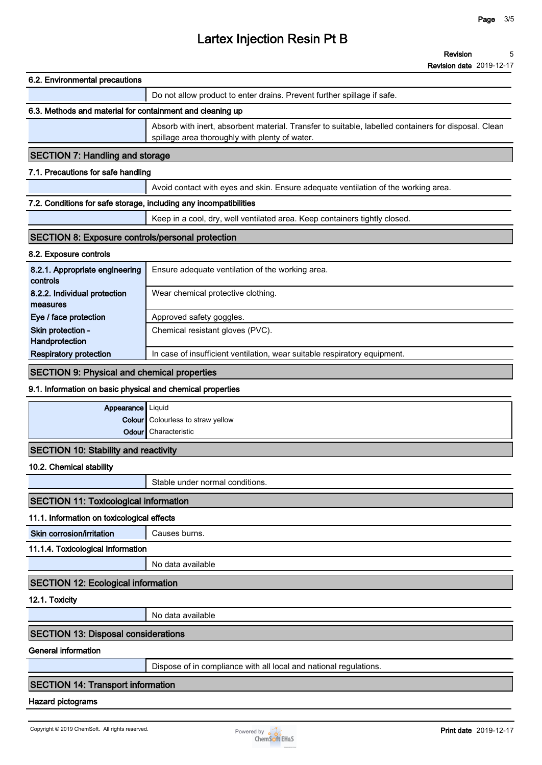#### 6.2. Environmental precautions

| | |
|---|---|
| | Do not allow product to enter drains. Prevent further spillage if safe. |

#### 6.3. Methods and material for containment and cleaning up

| | |
|---|---|
| | Absorb with inert, absorbent material. Transfer to suitable, labelled containers for disposal. Clean spillage area thoroughly with plenty of water. |

## SECTION 7: Handling and storage

#### 7.1. Precautions for safe handling

| | |
|---|---|
| | Avoid contact with eyes and skin. Ensure adequate ventilation of the working area. |

#### 7.2. Conditions for safe storage, including any incompatibilities

| | |
|---|---|
| | Keep in a cool, dry, well ventilated area. Keep containers tightly closed. |

## SECTION 8: Exposure controls/personal protection

#### 8.2. Exposure controls

| | |
|---|---|
| **8.2.1. Appropriate engineering controls** | Ensure adequate ventilation of the working area. |
| **8.2.2. Individual protection measures** | Wear chemical protective clothing. |
| **Eye / face protection** | Approved safety goggles. |
| **Skin protection - Handprotection** | Chemical resistant gloves (PVC). |
| **Respiratory protection** | In case of insufficient ventilation, wear suitable respiratory equipment. |

## SECTION 9: Physical and chemical properties

#### 9.1. Information on basic physical and chemical properties

| | |
|---|---|
| **Appearance** | Liquid |
| **Colour** | Colourless to straw yellow |
| **Odour** | Characteristic |

## SECTION 10: Stability and reactivity

#### 10.2. Chemical stability

| | |
|---|---|
| | Stable under normal conditions. |

## SECTION 11: Toxicological information

#### 11.1. Information on toxicological effects

| | |
|---|---|
| **Skin corrosion/irritation** | Causes burns. |

#### 11.1.4. Toxicological Information

| | |
|---|---|
| | No data available |

## SECTION 12: Ecological information

#### 12.1. Toxicity

| | |
|---|---|
| | No data available |

## SECTION 13: Disposal considerations

#### General information

| | |
|---|---|
| | Dispose of in compliance with all local and national regulations. |

## SECTION 14: Transport information

#### Hazard pictograms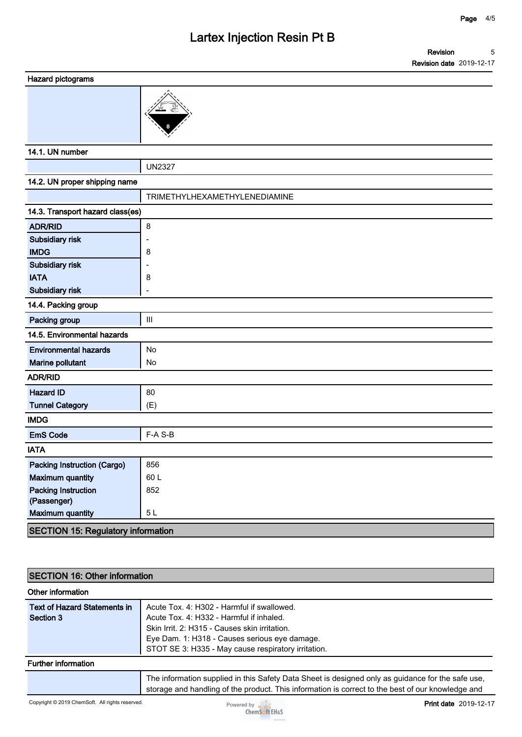**Hazard pictograms**

**14.1. UN number**

| | |
|---|---|
| | UN2327 |

**14.2. UN proper shipping name**

| | |
|---|---|
| | TRIMETHYLHEXAMETHYLENEDIAMINE |

**14.3. Transport hazard class(es)**

| | |
|---|---|
| **ADR/RID** | 8 |
| **Subsidiary risk** | - |
| **IMDG** | 8 |
| **Subsidiary risk** | - |
| **IATA** | 8 |
| **Subsidiary risk** | - |

**14.4. Packing group**

| | |
|---|---|
| **Packing group** | III |

**14.5. Environmental hazards**

| | |
|---|---|
| **Environmental hazards** | No |
| **Marine pollutant** | No |

**ADR/RID**

| | |
|---|---|
| **Hazard ID** | 80 |
| **Tunnel Category** | (E) |

**IMDG**

| | |
|---|---|
| **EmS Code** | F-A S-B |

**IATA**

| | |
|---|---|
| **Packing Instruction (Cargo)** | 856 |
| **Maximum quantity** | 60 L |
| **Packing Instruction (Passenger)** | 852 |
| **Maximum quantity** | 5 L |

## SECTION 15: Regulatory information

## SECTION 16: Other information

**Other information**

| | |
|---|---|
| **Text of Hazard Statements in Section 3** | Acute Tox. 4: H302 - Harmful if swallowed.<br>Acute Tox. 4: H332 - Harmful if inhaled.<br>Skin Irrit. 2: H315 - Causes skin irritation.<br>Eye Dam. 1: H318 - Causes serious eye damage.<br>STOT SE 3: H335 - May cause respiratory irritation. |

**Further information**

| | |
|---|---|
| | The information supplied in this Safety Data Sheet is designed only as guidance for the safe use, storage and handling of the product. This information is correct to the best of our knowledge and |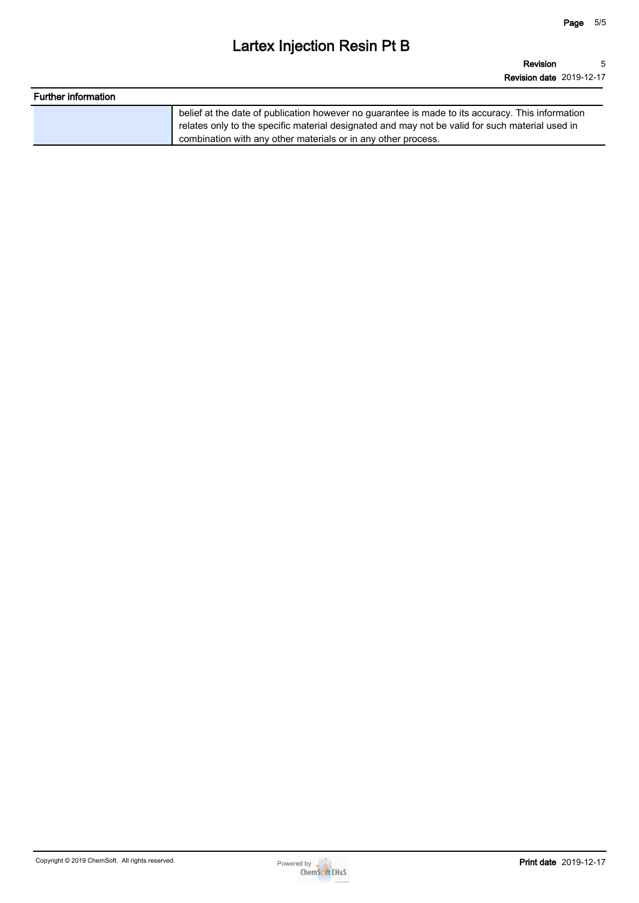## Further information

| | |
|---|---|
| | belief at the date of publication however no guarantee is made to its accuracy. This information relates only to the specific material designated and may not be valid for such material used in combination with any other materials or in any other process. |